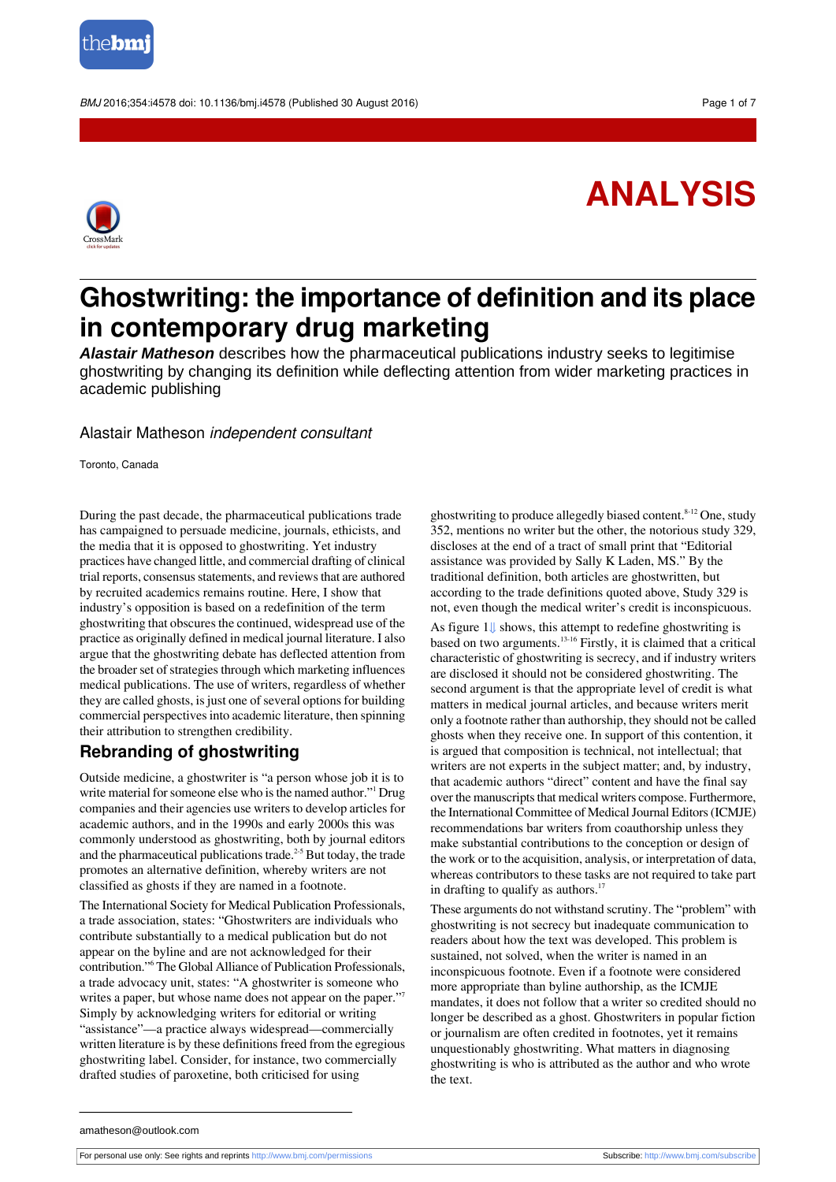# ANALYSIS

# Ghostwriting: the importance of definition and its place in contemporary drug marketing

***Alastair Matheson*** describes how the pharmaceutical publications industry seeks to legitimise ghostwriting by changing its definition while deflecting attention from wider marketing practices in academic publishing

Alastair Matheson *independent consultant*

Toronto, Canada

During the past decade, the pharmaceutical publications trade has campaigned to persuade medicine, journals, ethicists, and the media that it is opposed to ghostwriting. Yet industry practices have changed little, and commercial drafting of clinical trial reports, consensus statements, and reviews that are authored by recruited academics remains routine. Here, I show that industry's opposition is based on a redefinition of the term ghostwriting that obscures the continued, widespread use of the practice as originally defined in medical journal literature. I also argue that the ghostwriting debate has deflected attention from the broader set of strategies through which marketing influences medical publications. The use of writers, regardless of whether they are called ghosts, is just one of several options for building commercial perspectives into academic literature, then spinning their attribution to strengthen credibility.

## Rebranding of ghostwriting

Outside medicine, a ghostwriter is "a person whose job it is to write material for someone else who is the named author."[1] Drug companies and their agencies use writers to develop articles for academic authors, and in the 1990s and early 2000s this was commonly understood as ghostwriting, both by journal editors and the pharmaceutical publications trade.[2-5] But today, the trade promotes an alternative definition, whereby writers are not classified as ghosts if they are named in a footnote.

The International Society for Medical Publication Professionals, a trade association, states: "Ghostwriters are individuals who contribute substantially to a medical publication but do not appear on the byline and are not acknowledged for their contribution."[6] The Global Alliance of Publication Professionals, a trade advocacy unit, states: "A ghostwriter is someone who writes a paper, but whose name does not appear on the paper."[7] Simply by acknowledging writers for editorial or writing "assistance"—a practice always widespread—commercially written literature is by these definitions freed from the egregious ghostwriting label. Consider, for instance, two commercially drafted studies of paroxetine, both criticised for using ghostwriting to produce allegedly biased content.[8-12] One, study 352, mentions no writer but the other, the notorious study 329, discloses at the end of a tract of small print that "Editorial assistance was provided by Sally K Laden, MS." By the traditional definition, both articles are ghostwritten, but according to the trade definitions quoted above, Study 329 is not, even though the medical writer's credit is inconspicuous.

As figure 1⇓ shows, this attempt to redefine ghostwriting is based on two arguments.[13-16] Firstly, it is claimed that a critical characteristic of ghostwriting is secrecy, and if industry writers are disclosed it should not be considered ghostwriting. The second argument is that the appropriate level of credit is what matters in medical journal articles, and because writers merit only a footnote rather than authorship, they should not be called ghosts when they receive one. In support of this contention, it is argued that composition is technical, not intellectual; that writers are not experts in the subject matter; and, by industry, that academic authors "direct" content and have the final say over the manuscripts that medical writers compose. Furthermore, the International Committee of Medical Journal Editors (ICMJE) recommendations bar writers from coauthorship unless they make substantial contributions to the conception or design of the work or to the acquisition, analysis, or interpretation of data, whereas contributors to these tasks are not required to take part in drafting to qualify as authors.[17]

These arguments do not withstand scrutiny. The "problem" with ghostwriting is not secrecy but inadequate communication to readers about how the text was developed. This problem is sustained, not solved, when the writer is named in an inconspicuous footnote. Even if a footnote were considered more appropriate than byline authorship, as the ICMJE mandates, it does not follow that a writer so credited should no longer be described as a ghost. Ghostwriters in popular fiction or journalism are often credited in footnotes, yet it remains unquestionably ghostwriting. What matters in diagnosing ghostwriting is who is attributed as the author and who wrote the text.

amatheson@outlook.com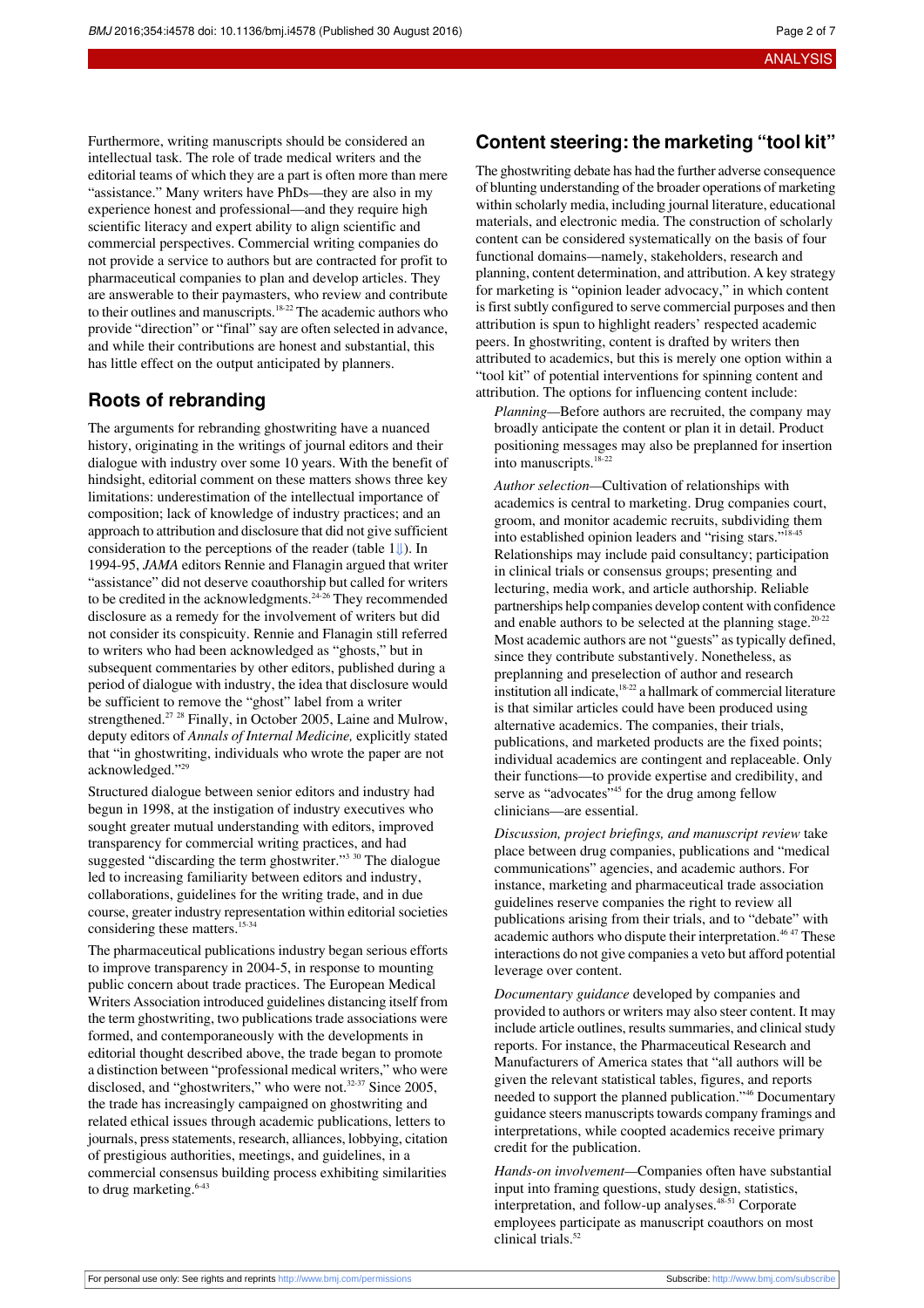Furthermore, writing manuscripts should be considered an intellectual task. The role of trade medical writers and the editorial teams of which they are a part is often more than mere "assistance." Many writers have PhDs—they are also in my experience honest and professional—and they require high scientific literacy and expert ability to align scientific and commercial perspectives. Commercial writing companies do not provide a service to authors but are contracted for profit to pharmaceutical companies to plan and develop articles. They are answerable to their paymasters, who review and contribute to their outlines and manuscripts.[18-22] The academic authors who provide "direction" or "final" say are often selected in advance, and while their contributions are honest and substantial, this has little effect on the output anticipated by planners.

## Roots of rebranding

The arguments for rebranding ghostwriting have a nuanced history, originating in the writings of journal editors and their dialogue with industry over some 10 years. With the benefit of hindsight, editorial comment on these matters shows three key limitations: underestimation of the intellectual importance of composition; lack of knowledge of industry practices; and an approach to attribution and disclosure that did not give sufficient consideration to the perceptions of the reader (table 1⇓). In 1994-95, *JAMA* editors Rennie and Flanagin argued that writer "assistance" did not deserve coauthorship but called for writers to be credited in the acknowledgments.[24-26] They recommended disclosure as a remedy for the involvement of writers but did not consider its conspicuity. Rennie and Flanagin still referred to writers who had been acknowledged as "ghosts," but in subsequent commentaries by other editors, published during a period of dialogue with industry, the idea that disclosure would be sufficient to remove the "ghost" label from a writer strengthened.[27 28] Finally, in October 2005, Laine and Mulrow, deputy editors of *Annals of Internal Medicine,* explicitly stated that "in ghostwriting, individuals who wrote the paper are not acknowledged."[29]

Structured dialogue between senior editors and industry had begun in 1998, at the instigation of industry executives who sought greater mutual understanding with editors, improved transparency for commercial writing practices, and had suggested "discarding the term ghostwriter."[3 30] The dialogue led to increasing familiarity between editors and industry, collaborations, guidelines for the writing trade, and in due course, greater industry representation within editorial societies considering these matters.[15-34]

The pharmaceutical publications industry began serious efforts to improve transparency in 2004-5, in response to mounting public concern about trade practices. The European Medical Writers Association introduced guidelines distancing itself from the term ghostwriting, two publications trade associations were formed, and contemporaneously with the developments in editorial thought described above, the trade began to promote a distinction between "professional medical writers," who were disclosed, and "ghostwriters," who were not.[32-37] Since 2005, the trade has increasingly campaigned on ghostwriting and related ethical issues through academic publications, letters to journals, press statements, research, alliances, lobbying, citation of prestigious authorities, meetings, and guidelines, in a commercial consensus building process exhibiting similarities to drug marketing.[6-43]

## Content steering: the marketing "tool kit"

The ghostwriting debate has had the further adverse consequence of blunting understanding of the broader operations of marketing within scholarly media, including journal literature, educational materials, and electronic media. The construction of scholarly content can be considered systematically on the basis of four functional domains—namely, stakeholders, research and planning, content determination, and attribution. A key strategy for marketing is "opinion leader advocacy," in which content is first subtly configured to serve commercial purposes and then attribution is spun to highlight readers' respected academic peers. In ghostwriting, content is drafted by writers then attributed to academics, but this is merely one option within a "tool kit" of potential interventions for spinning content and attribution. The options for influencing content include:

*Planning*—Before authors are recruited, the company may broadly anticipate the content or plan it in detail. Product positioning messages may also be preplanned for insertion into manuscripts.[18-22]

*Author selection*—Cultivation of relationships with academics is central to marketing. Drug companies court, groom, and monitor academic recruits, subdividing them into established opinion leaders and "rising stars."[18-45] Relationships may include paid consultancy; participation in clinical trials or consensus groups; presenting and lecturing, media work, and article authorship. Reliable partnerships help companies develop content with confidence and enable authors to be selected at the planning stage.[20-22] Most academic authors are not "guests" as typically defined, since they contribute substantively. Nonetheless, as preplanning and preselection of author and research institution all indicate,[18-22] a hallmark of commercial literature is that similar articles could have been produced using alternative academics. The companies, their trials, publications, and marketed products are the fixed points; individual academics are contingent and replaceable. Only their functions—to provide expertise and credibility, and serve as "advocates"[45] for the drug among fellow clinicians—are essential.

*Discussion, project briefings, and manuscript review* take place between drug companies, publications and "medical communications" agencies, and academic authors. For instance, marketing and pharmaceutical trade association guidelines reserve companies the right to review all publications arising from their trials, and to "debate" with academic authors who dispute their interpretation.[46 47] These interactions do not give companies a veto but afford potential leverage over content.

*Documentary guidance* developed by companies and provided to authors or writers may also steer content. It may include article outlines, results summaries, and clinical study reports. For instance, the Pharmaceutical Research and Manufacturers of America states that "all authors will be given the relevant statistical tables, figures, and reports needed to support the planned publication."[46] Documentary guidance steers manuscripts towards company framings and interpretations, while coopted academics receive primary credit for the publication.

*Hands-on involvement*—Companies often have substantial input into framing questions, study design, statistics, interpretation, and follow-up analyses.[48-51] Corporate employees participate as manuscript coauthors on most clinical trials.[52]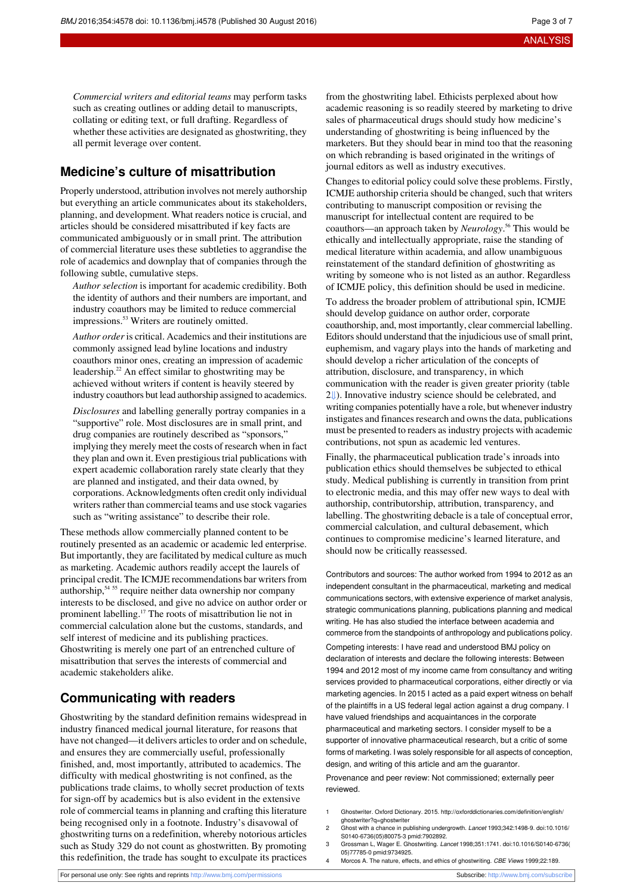*Commercial writers and editorial teams* may perform tasks such as creating outlines or adding detail to manuscripts, collating or editing text, or full drafting. Regardless of whether these activities are designated as ghostwriting, they all permit leverage over content.

## Medicine's culture of misattribution

Properly understood, attribution involves not merely authorship but everything an article communicates about its stakeholders, planning, and development. What readers notice is crucial, and articles should be considered misattributed if key facts are communicated ambiguously or in small print. The attribution of commercial literature uses these subtleties to aggrandise the role of academics and downplay that of companies through the following subtle, cumulative steps.

*Author selection* is important for academic credibility. Both the identity of authors and their numbers are important, and industry coauthors may be limited to reduce commercial impressions.[53] Writers are routinely omitted.

*Author order* is critical. Academics and their institutions are commonly assigned lead byline locations and industry coauthors minor ones, creating an impression of academic leadership.[22] An effect similar to ghostwriting may be achieved without writers if content is heavily steered by industry coauthors but lead authorship assigned to academics.

*Disclosures* and labelling generally portray companies in a "supportive" role. Most disclosures are in small print, and drug companies are routinely described as "sponsors," implying they merely meet the costs of research when in fact they plan and own it. Even prestigious trial publications with expert academic collaboration rarely state clearly that they are planned and instigated, and their data owned, by corporations. Acknowledgments often credit only individual writers rather than commercial teams and use stock vagaries such as "writing assistance" to describe their role.

These methods allow commercially planned content to be routinely presented as an academic or academic led enterprise. But importantly, they are facilitated by medical culture as much as marketing. Academic authors readily accept the laurels of principal credit. The ICMJE recommendations bar writers from authorship,[54 55] require neither data ownership nor company interests to be disclosed, and give no advice on author order or prominent labelling.[17] The roots of misattribution lie not in commercial calculation alone but the customs, standards, and self interest of medicine and its publishing practices. Ghostwriting is merely one part of an entrenched culture of misattribution that serves the interests of commercial and academic stakeholders alike.

## Communicating with readers

Ghostwriting by the standard definition remains widespread in industry financed medical journal literature, for reasons that have not changed—it delivers articles to order and on schedule, and ensures they are commercially useful, professionally finished, and, most importantly, attributed to academics. The difficulty with medical ghostwriting is not confined, as the publications trade claims, to wholly secret production of texts for sign-off by academics but is also evident in the extensive role of commercial teams in planning and crafting this literature being recognised only in a footnote. Industry's disavowal of ghostwriting turns on a redefinition, whereby notorious articles such as Study 329 do not count as ghostwritten. By promoting this redefinition, the trade has sought to exculpate its practices from the ghostwriting label. Ethicists perplexed about how academic reasoning is so readily steered by marketing to drive sales of pharmaceutical drugs should study how medicine's understanding of ghostwriting is being influenced by the marketers. But they should bear in mind too that the reasoning on which rebranding is based originated in the writings of journal editors as well as industry executives.

Changes to editorial policy could solve these problems. Firstly, ICMJE authorship criteria should be changed, such that writers contributing to manuscript composition or revising the manuscript for intellectual content are required to be coauthors—an approach taken by *Neurology*.[56] This would be ethically and intellectually appropriate, raise the standing of medical literature within academia, and allow unambiguous reinstatement of the standard definition of ghostwriting as writing by someone who is not listed as an author. Regardless of ICMJE policy, this definition should be used in medicine.

To address the broader problem of attributional spin, ICMJE should develop guidance on author order, corporate coauthorship, and, most importantly, clear commercial labelling. Editors should understand that the injudicious use of small print, euphemism, and vagary plays into the hands of marketing and should develop a richer articulation of the concepts of attribution, disclosure, and transparency, in which communication with the reader is given greater priority (table 2⇓). Innovative industry science should be celebrated, and writing companies potentially have a role, but whenever industry instigates and finances research and owns the data, publications must be presented to readers as industry projects with academic contributions, not spun as academic led ventures.

Finally, the pharmaceutical publication trade's inroads into publication ethics should themselves be subjected to ethical study. Medical publishing is currently in transition from print to electronic media, and this may offer new ways to deal with authorship, contributorship, attribution, transparency, and labelling. The ghostwriting debacle is a tale of conceptual error, commercial calculation, and cultural debasement, which continues to compromise medicine's learned literature, and should now be critically reassessed.

Contributors and sources: The author worked from 1994 to 2012 as an independent consultant in the pharmaceutical, marketing and medical communications sectors, with extensive experience of market analysis, strategic communications planning, publications planning and medical writing. He has also studied the interface between academia and commerce from the standpoints of anthropology and publications policy.

Competing interests: I have read and understood BMJ policy on declaration of interests and declare the following interests: Between 1994 and 2012 most of my income came from consultancy and writing services provided to pharmaceutical corporations, either directly or via marketing agencies. In 2015 I acted as a paid expert witness on behalf of the plaintiffs in a US federal legal action against a drug company. I have valued friendships and acquaintances in the corporate pharmaceutical and marketing sectors. I consider myself to be a supporter of innovative pharmaceutical research, but a critic of some forms of marketing. I was solely responsible for all aspects of conception, design, and writing of this article and am the guarantor.

Provenance and peer review: Not commissioned; externally peer reviewed.

1. Ghostwriter. Oxford Dictionary. 2015. http://oxforddictionaries.com/definition/english/ghostwriter?q=ghostwriter
2. Ghost with a chance in publishing undergrowth. *Lancet* 1993;342:1498-9. doi:10.1016/S0140-6736(05)80075-3 pmid:7902892.
3. Grossman L, Wager E. Ghostwriting. *Lancet* 1998;351:1741. doi:10.1016/S0140-6736(05)77785-0 pmid:9734925.
4. Morcos A. The nature, effects, and ethics of ghostwriting. *CBE Views* 1999;22:189.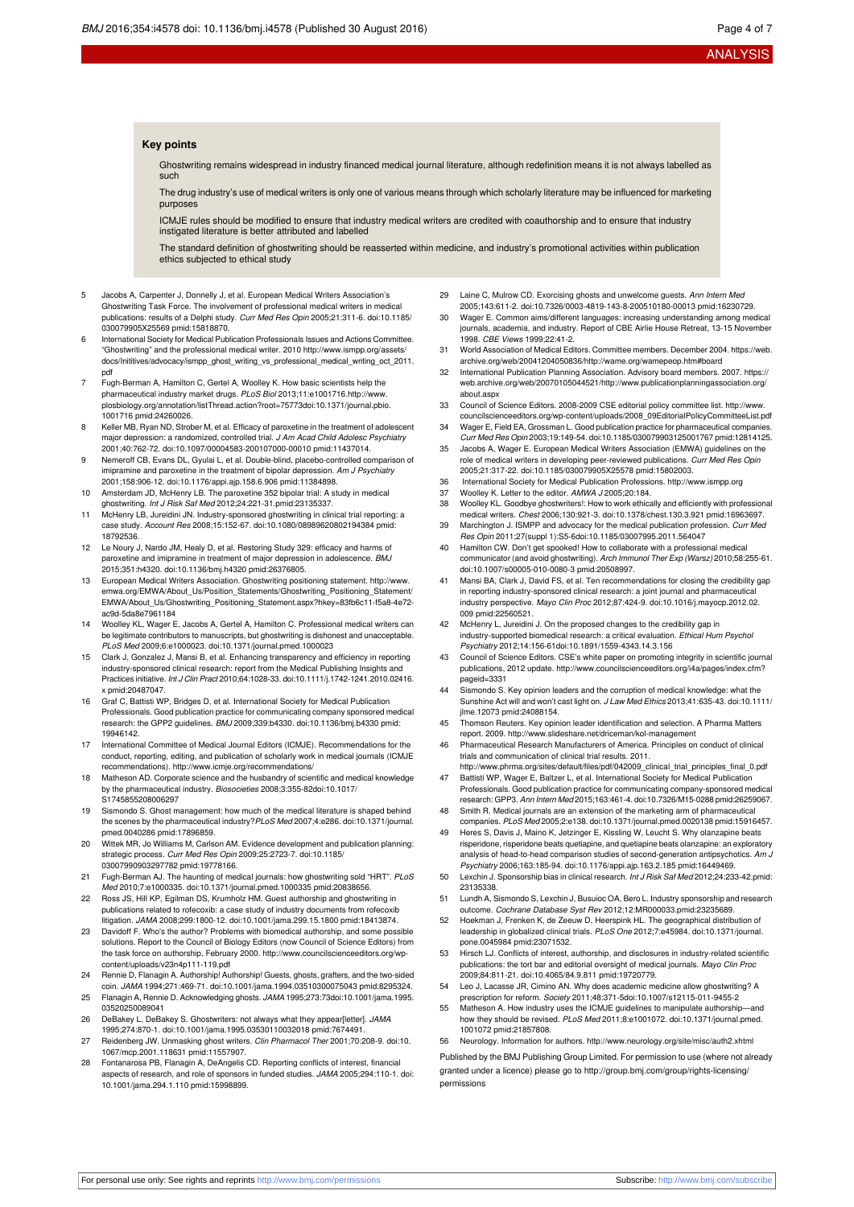### Key points

Ghostwriting remains widespread in industry financed medical journal literature, although redefinition means it is not always labelled as such

The drug industry's use of medical writers is only one of various means through which scholarly literature may be influenced for marketing purposes

ICMJE rules should be modified to ensure that industry medical writers are credited with coauthorship and to ensure that industry instigated literature is better attributed and labelled

The standard definition of ghostwriting should be reasserted within medicine, and industry's promotional activities within publication ethics subjected to ethical study

5 Jacobs A, Carpenter J, Donnelly J, et al. European Medical Writers Association's Ghostwriting Task Force. The involvement of professional medical writers in medical publications: results of a Delphi study. *Curr Med Res Opin* 2005;21:311-6. doi:10.1185/030079905X25569 pmid:15818870.

6 International Society for Medical Publication Professionals Issues and Actions Committee. "Ghostwriting" and the professional medical writer. 2010 http://www.ismpp.org/assets/docs/Inititives/advocacy/ismpp_ghost_writing_vs_professional_medical_writing_oct_2011.pdf

7 Fugh-Berman A, Hamilton C, Gertel A, Woolley K. How basic scientists help the pharmaceutical industry market drugs. *PLoS Biol* 2013;11:e1001716.http://www.plosbiology.org/annotation/listThread.action?root=75773doi:10.1371/journal.pbio.1001716 pmid:24260026.

8 Keller MB, Ryan ND, Strober M, et al. Efficacy of paroxetine in the treatment of adolescent major depression: a randomized, controlled trial. *J Am Acad Child Adolesc Psychiatry* 2001;40:762-72. doi:10.1097/00004583-200107000-00010 pmid:11437014.

9 Nemeroff CB, Evans DL, Gyulai L, et al. Double-blind, placebo-controlled comparison of imipramine and paroxetine in the treatment of bipolar depression. *Am J Psychiatry* 2001;158:906-12. doi:10.1176/appi.ajp.158.6.906 pmid:11384898.

10 Amsterdam JD, McHenry LB. The paroxetine 352 bipolar trial: A study in medical ghostwriting. *Int J Risk Saf Med* 2012;24:221-31.pmid:23135337.

11 McHenry LB, Jureidini JN. Industry-sponsored ghostwriting in clinical trial reporting: a case study. *Account Res* 2008;15:152-67. doi:10.1080/08989620802194384 pmid:18792536.

12 Le Noury J, Nardo JM, Healy D, et al. Restoring Study 329: efficacy and harms of paroxetine and imipramine in treatment of major depression in adolescence. *BMJ* 2015;351:h4320. doi:10.1136/bmj.h4320 pmid:26376805.

13 European Medical Writers Association. Ghostwriting positioning statement. http://www.emwa.org/EMWA/About_Us/Position_Statements/Ghostwriting_Positioning_Statement/EMWA/About_Us/Ghostwriting_Positioning_Statement.aspx?hkey=83fb6c11-f5a8-4e72-ac9d-5da8e7961184

14 Woolley KL, Wager E, Jacobs A, Gertel A, Hamilton C. Professional medical writers can be legitimate contributors to manuscripts, but ghostwriting is dishonest and unacceptable. *PLoS Med* 2009;6:e1000023. doi:10.1371/journal.pmed.1000023

15 Clark J, Gonzalez J, Mansi B, et al. Enhancing transparency and efficiency in reporting industry-sponsored clinical research: report from the Medical Publishing Insights and Practices initiative. *Int J Clin Pract* 2010;64:1028-33. doi:10.1111/j.1742-1241.2010.02416.x pmid:20487047.

16 Graf C, Battisti WP, Bridges D, et al. International Society for Medical Publication Professionals. Good publication practice for communicating company sponsored medical research: the GPP2 guidelines. *BMJ* 2009;339:b4330. doi:10.1136/bmj.b4330 pmid:19946142.

17 International Committee of Medical Journal Editors (ICMJE). Recommendations for the conduct, reporting, editing, and publication of scholarly work in medical journals (ICMJE recommendations). http://www.icmje.org/recommendations/

18 Matheson AD. Corporate science and the husbandry of scientific and medical knowledge by the pharmaceutical industry. *Biosocieties* 2008;3:355-82doi:10.1017/S1745855208006297

19 Sismondo S. Ghost management: how much of the medical literature is shaped behind the scenes by the pharmaceutical industry?*PLoS Med* 2007;4:e286. doi:10.1371/journal.pmed.0040286 pmid:17896859.

20 Wittek MR, Jo Williams M, Carlson AM. Evidence development and publication planning: strategic process. *Curr Med Res Opin* 2009;25:2723-7. doi:10.1185/03007990903297782 pmid:19778166.

21 Fugh-Berman AJ. The haunting of medical journals: how ghostwriting sold "HRT". *PLoS Med* 2010;7:e1000335. doi:10.1371/journal.pmed.1000335 pmid:20838656.

22 Ross JS, Hill KP, Egilman DS, Krumholz HM. Guest authorship and ghostwriting in publications related to rofecoxib: a case study of industry documents from rofecoxib litigation. *JAMA* 2008;299:1800-12. doi:10.1001/jama.299.15.1800 pmid:18413874.

23 Davidoff F. Who's the author? Problems with biomedical authorship, and some possible solutions. Report to the Council of Biology Editors (now Council of Science Editors) from the task force on authorship, February 2000. http://www.councilscienceeditors.org/wp-content/uploads/v23n4p111-119.pdf

24 Rennie D, Flanagin A. Authorship! Authorship! Guests, ghosts, grafters, and the two-sided coin. *JAMA* 1994;271:469-71. doi:10.1001/jama.1994.03510300075043 pmid:8295324.

25 Flanagin A, Rennie D. Acknowledging ghosts. *JAMA* 1995;273:73doi:10.1001/jama.1995.03520250089041

26 DeBakey L, DeBakey S. Ghostwriters: not always what they appear[letter]. *JAMA* 1995;274:870-1. doi:10.1001/jama.1995.03530110032018 pmid:7674491.

27 Reidenberg JW. Unmasking ghost writers. *Clin Pharmacol Ther* 2001;70:208-9. doi:10.1067/mcp.2001.118631 pmid:11557907.

28 Fontanarosa PB, Flanagin A, DeAngelis CD. Reporting conflicts of interest, financial aspects of research, and role of sponsors in funded studies. *JAMA* 2005;294:110-1. doi:10.1001/jama.294.1.110 pmid:15998899.

29 Laine C, Mulrow CD. Exorcising ghosts and unwelcome guests. *Ann Intern Med* 2005;143:611-2. doi:10.7326/0003-4819-143-8-200510180-00013 pmid:16230729.

30 Wager E. Common aims/different languages: increasing understanding among medical journals, academia, and industry. Report of CBE Airlie House Retreat, 13-15 November 1998. *CBE Views* 1999;22:41-2.

31 World Association of Medical Editors. Committee members. December 2004. https://web.archive.org/web/20041204050836/http://wame.org/wamepeop.htm#board

32 International Publication Planning Association. Advisory board members. 2007. https://web.archive.org/web/20070105044521/http://www.publicationplanningassociation.org/about.aspx

33 Council of Science Editors. 2008-2009 CSE editorial policy committee list. http://www.councilscienceeditors.org/wp-content/uploads/2008_09EditorialPolicyCommitteeList.pdf

34 Wager E, Field EA, Grossman L. Good publication practice for pharmaceutical companies. *Curr Med Res Opin* 2003;19:149-54. doi:10.1185/030079903125001767 pmid:12814125.

35 Jacobs A, Wager E. European Medical Writers Association (EMWA) guidelines on the role of medical writers in developing peer-reviewed publications. *Curr Med Res Opin* 2005;21:317-22. doi:10.1185/030079905X25578 pmid:15802003.

36 International Society for Medical Publication Professionals. http://www.ismpp.org

37 Woolley K. Letter to the editor. *AMWA J* 2005;20:184.

38 Woolley KL. Goodbye ghostwriters!: How to work ethically and efficiently with professional medical writers. *Chest* 2006;130:921-3. doi:10.1378/chest.130.3.921 pmid:16963697.

39 Marchington J. ISMPP and advocacy for the medical publication profession. *Curr Med Res Opin* 2011;27(suppl 1):S5-6doi:10.1185/03007995.2011.564047

40 Hamilton CW. Don't get spooked! How to collaborate with a professional medical communicator (and avoid ghostwriting). *Arch Immunol Ther Exp (Warsz)* 2010;58:255-61. doi:10.1007/s00005-010-0080-3 pmid:20508997.

41 Mansi BA, Clark J, David FS, et al. Ten recommendations for closing the credibility gap in reporting industry-sponsored clinical research: a joint journal and pharmaceutical industry perspective. *Mayo Clin Proc* 2012;87:424-9. doi:10.1016/j.mayocp.2012.02.009 pmid:22560521.

42 McHenry L, Jureidini J. On the proposed changes to the credibility gap in industry-supported biomedical research: a critical evaluation. *Ethical Hum Psychol Psychiatry* 2012;14:156-61doi:10.1891/1559-4343.14.3.156

43 Council of Science Editors. CSE's white paper on promoting integrity in scientific journal publications, 2012 update. http://www.councilscienceeditors.org/i4a/pages/index.cfm?pageid=3331

44 Sismondo S. Key opinion leaders and the corruption of medical knowledge: what the Sunshine Act will and won't cast light on. *J Law Med Ethics* 2013;41:635-43. doi:10.1111/jlme.12073 pmid:24088154.

45 Thomson Reuters. Key opinion leader identification and selection. A Pharma Matters report. 2009. http://www.slideshare.net/driceman/kol-management

46 Pharmaceutical Research Manufacturers of America. Principles on conduct of clinical trials and communication of clinical trial results. 2011. http://www.phrma.org/sites/default/files/pdf/042009_clinical_trial_principles_final_0.pdf

47 Battisti WP, Wager E, Baltzer L, et al. International Society for Medical Publication Professionals. Good publication practice for communicating company-sponsored medical research: GPP3. *Ann Intern Med* 2015;163:461-4. doi:10.7326/M15-0288 pmid:26259067.

48 Smith R. Medical journals are an extension of the marketing arm of pharmaceutical companies. *PLoS Med* 2005;2:e138. doi:10.1371/journal.pmed.0020138 pmid:15916457.

49 Heres S, Davis J, Maino K, Jetzinger E, Kissling W, Leucht S. Why olanzapine beats risperidone, risperidone beats quetiapine, and quetiapine beats olanzapine: an exploratory analysis of head-to-head comparison studies of second-generation antipsychotics. *Am J Psychiatry* 2006;163:185-94. doi:10.1176/appi.ajp.163.2.185 pmid:16449469.

50 Lexchin J. Sponsorship bias in clinical research. *Int J Risk Saf Med* 2012;24:233-42.pmid:23135338.

51 Lundh A, Sismondo S, Lexchin J, Busuioc OA, Bero L. Industry sponsorship and research outcome. *Cochrane Database Syst Rev* 2012;12:MR000033.pmid:23235689.

52 Hoekman J, Frenken K, de Zeeuw D, Heerspink HL. The geographical distribution of leadership in globalized clinical trials. *PLoS One* 2012;7:e45984. doi:10.1371/journal.pone.0045984 pmid:23071532.

53 Hirsch LJ. Conflicts of interest, authorship, and disclosures in industry-related scientific publications: the tort bar and editorial oversight of medical journals. *Mayo Clin Proc* 2009;84:811-21. doi:10.4065/84.9.811 pmid:19720779.

54 Leo J, Lacasse JR, Cimino AN. Why does academic medicine allow ghostwriting? A prescription for reform. *Society* 2011;48:371-5doi:10.1007/s12115-011-9455-2

55 Matheson A. How industry uses the ICMJE guidelines to manipulate authorship—and how they should be revised. *PLoS Med* 2011;8:e1001072. doi:10.1371/journal.pmed.1001072 pmid:21857808.

56 Neurology. Information for authors. http://www.neurology.org/site/misc/auth2.xhtml

Published by the BMJ Publishing Group Limited. For permission to use (where not already granted under a licence) please go to http://group.bmj.com/group/rights-licensing/permissions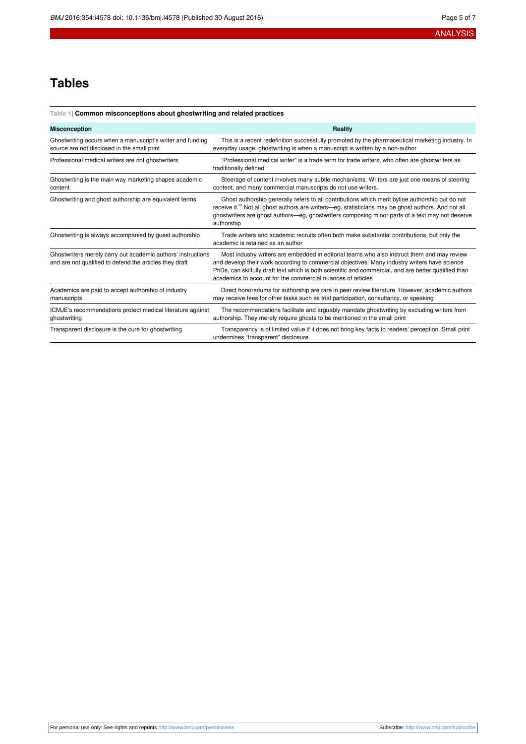# Tables

**Table 1| Common misconceptions about ghostwriting and related practices**

| Misconception | Reality |
|---|---|
| Ghostwriting occurs when a manuscript's writer and funding source are not disclosed in the small print | This is a recent redefinition successfully promoted by the pharmaceutical marketing industry. In everyday usage, ghostwriting is when a manuscript is written by a non-author |
| Professional medical writers are not ghostwriters | "Professional medical writer" is a trade term for trade writers, who often are ghostwriters as traditionally defined |
| Ghostwriting is the main way marketing shapes academic content | Steerage of content involves many subtle mechanisms. Writers are just one means of steering content, and many commercial manuscripts do not use writers. |
| Ghostwriting and ghost authorship are equivalent terms | Ghost authorship generally refers to all contributions which merit byline authorship but do not receive it.[23] Not all ghost authors are writers—eg, statisticians may be ghost authors. And not all ghostwriters are ghost authors—eg, ghostwriters composing minor parts of a text may not deserve authorship |
| Ghostwriting is always accompanied by guest authorship | Trade writers and academic recruits often both make substantial contributions, but only the academic is retained as an author |
| Ghostwriters merely carry out academic authors' instructions and are not qualified to defend the articles they draft | Most industry writers are embedded in editorial teams who also instruct them and may review and develop their work according to commercial objectives. Many industry writers have science PhDs, can skilfully draft text which is both scientific and commercial, and are better qualified than academics to account for the commercial nuances of articles |
| Academics are paid to accept authorship of industry manuscripts | Direct honorariums for authorship are rare in peer review literature. However, academic authors may receive fees for other tasks such as trial participation, consultancy, or speaking |
| ICMJE's recommendations protect medical literature against ghostwriting | The recommendations facilitate and arguably mandate ghostwriting by excluding writers from authorship. They merely require ghosts to be mentioned in the small print |
| Transparent disclosure is the cure for ghostwriting | Transparency is of limited value if it does not bring key facts to readers' perception. Small print undermines "transparent" disclosure |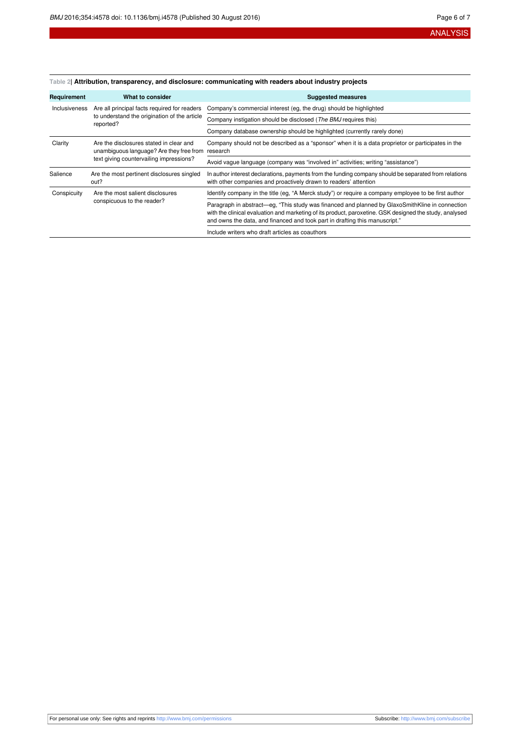**Table 2| Attribution, transparency, and disclosure: communicating with readers about industry projects**

| Requirement | What to consider | Suggested measures |
|---|---|---|
| Inclusiveness | Are all principal facts required for readers to understand the origination of the article reported? | Company's commercial interest (eg, the drug) should be highlighted |
| | | Company instigation should be disclosed (*The BMJ* requires this) |
| | | Company database ownership should be highlighted (currently rarely done) |
| Clarity | Are the disclosures stated in clear and unambiguous language? Are they free from text giving countervailing impressions? | Company should not be described as a "sponsor" when it is a data proprietor or participates in the research |
| | | Avoid vague language (company was "involved in" activities; writing "assistance") |
| Salience | Are the most pertinent disclosures singled out? | In author interest declarations, payments from the funding company should be separated from relations with other companies and proactively drawn to readers' attention |
| Conspicuity | Are the most salient disclosures conspicuous to the reader? | Identify company in the title (eg, "A Merck study") or require a company employee to be first author |
| | | Paragraph in abstract—eg, "This study was financed and planned by GlaxoSmithKline in connection with the clinical evaluation and marketing of its product, paroxetine. GSK designed the study, analysed and owns the data, and financed and took part in drafting this manuscript." |
| | | Include writers who draft articles as coauthors |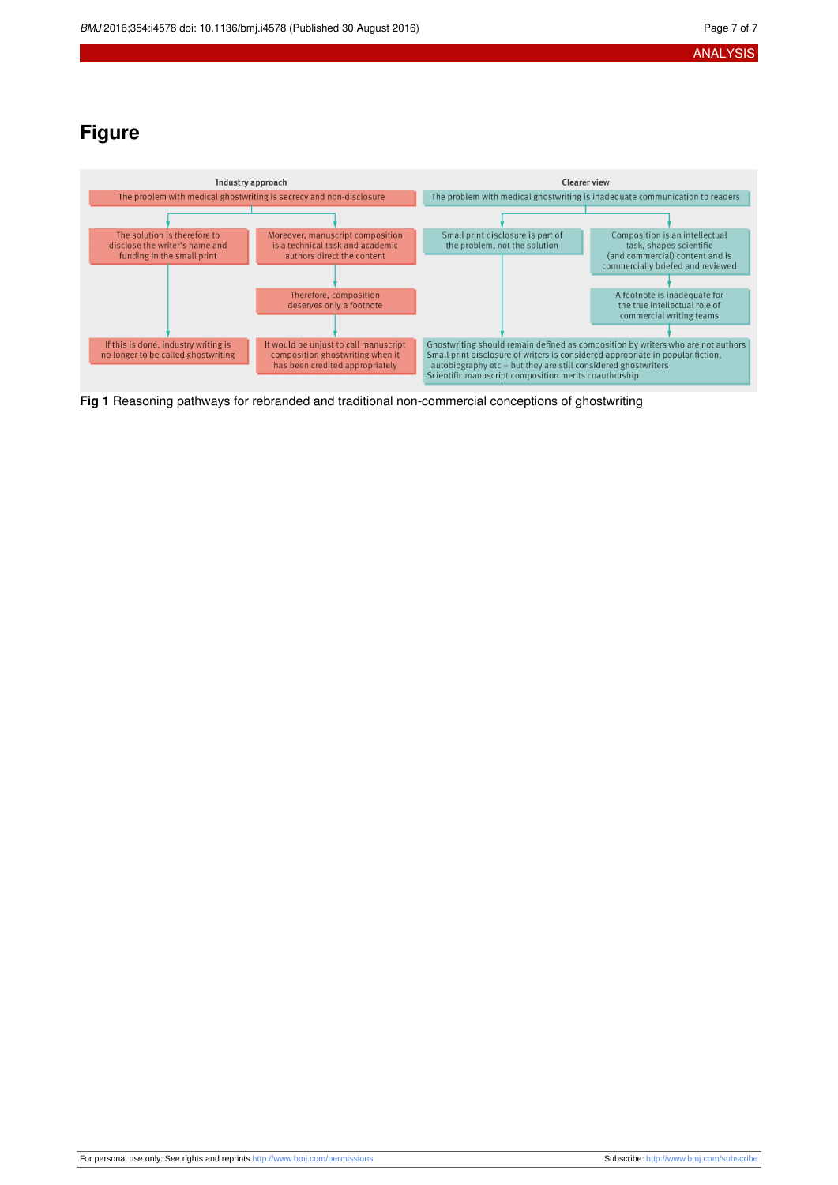# Figure

Industry approach

The problem with medical ghostwriting is secrecy and non-disclosure

The solution is therefore to disclose the writer's name and funding in the small print

Moreover, manuscript composition is a technical task and academic authors direct the content

Therefore, composition deserves only a footnote

If this is done, industry writing is no longer to be called ghostwriting

It would be unjust to call manuscript composition ghostwriting when it has been credited appropriately

Clearer view

The problem with medical ghostwriting is inadequate communication to readers

Small print disclosure is part of the problem, not the solution

Composition is an intellectual task, shapes scientific (and commercial) content and is commercially briefed and reviewed

A footnote is inadequate for the true intellectual role of commercial writing teams

Ghostwriting should remain defined as composition by writers who are not authors
Small print disclosure of writers is considered appropriate in popular fiction, autobiography etc – but they are still considered ghostwriters
Scientific manuscript composition merits coauthorship

**Fig 1** Reasoning pathways for rebranded and traditional non-commercial conceptions of ghostwriting